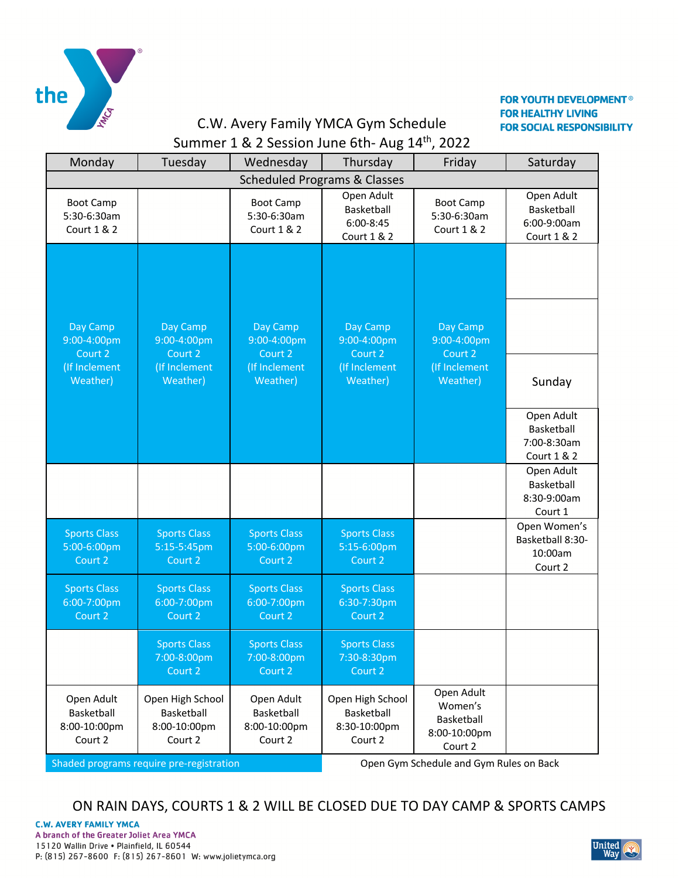FOR YOUTH DEVELOPMENT®
FOR HEALTHY LIVING
FOR SOCIAL RESPONSIBILITY

# C.W. Avery Family YMCA Gym Schedule

## Summer 1 & 2 Session June 6th- Aug 14th, 2022

| Monday | Tuesday | Wednesday | Thursday | Friday | Saturday |
|---|---|---|---|---|---|
| Scheduled Programs & Classes | | | | | |
| Boot Camp 5:30-6:30am Court 1 & 2 | | Boot Camp 5:30-6:30am Court 1 & 2 | Open Adult Basketball 6:00-8:45 Court 1 & 2 | Boot Camp 5:30-6:30am Court 1 & 2 | Open Adult Basketball 6:00-9:00am Court 1 & 2 |
| Day Camp 9:00-4:00pm Court 2 (If Inclement Weather) | Day Camp 9:00-4:00pm Court 2 (If Inclement Weather) | Day Camp 9:00-4:00pm Court 2 (If Inclement Weather) | Day Camp 9:00-4:00pm Court 2 (If Inclement Weather) | Day Camp 9:00-4:00pm Court 2 (If Inclement Weather) | |
| | | | | | |
| | | | | | **Sunday** |
| | | | | | Open Adult Basketball 7:00-8:30am Court 1 & 2 |
| | | | | | Open Adult Basketball 8:30-9:00am Court 1 |
| Sports Class 5:00-6:00pm Court 2 | Sports Class 5:15-5:45pm Court 2 | Sports Class 5:00-6:00pm Court 2 | Sports Class 5:15-6:00pm Court 2 | | Open Women's Basketball 8:30-10:00am Court 2 |
| Sports Class 6:00-7:00pm Court 2 | Sports Class 6:00-7:00pm Court 2 | Sports Class 6:00-7:00pm Court 2 | Sports Class 6:30-7:30pm Court 2 | | |
| | Sports Class 7:00-8:00pm Court 2 | Sports Class 7:00-8:00pm Court 2 | Sports Class 7:30-8:30pm Court 2 | | |
| Open Adult Basketball 8:00-10:00pm Court 2 | Open High School Basketball 8:00-10:00pm Court 2 | Open Adult Basketball 8:00-10:00pm Court 2 | Open High School Basketball 8:30-10:00pm Court 2 | Open Adult Women's Basketball 8:00-10:00pm Court 2 | |

Shaded programs require pre-registration

Open Gym Schedule and Gym Rules on Back

ON RAIN DAYS, COURTS 1 & 2 WILL BE CLOSED DUE TO DAY CAMP & SPORTS CAMPS

**C.W. AVERY FAMILY YMCA**
A branch of the Greater Joliet Area YMCA
15120 Wallin Drive • Plainfield, IL 60544
P: (815) 267-8600 F: (815) 267-8601 W: www.jolietymca.org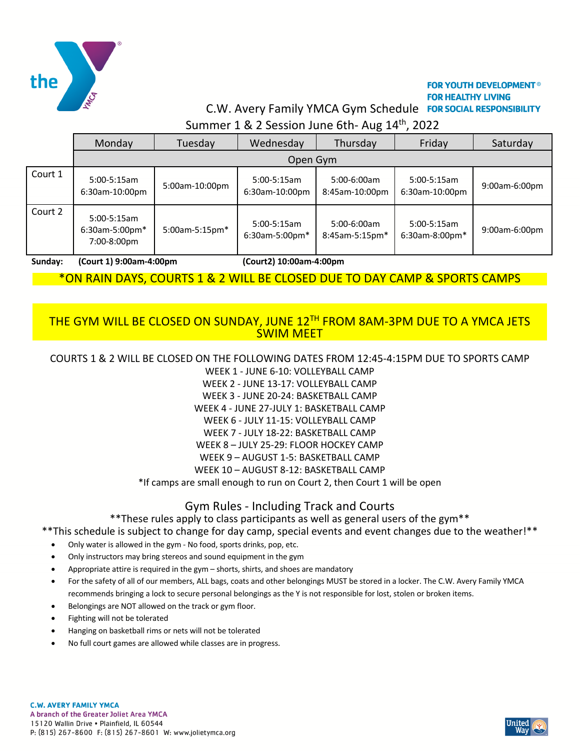FOR YOUTH DEVELOPMENT®
FOR HEALTHY LIVING
FOR SOCIAL RESPONSIBILITY

# C.W. Avery Family YMCA Gym Schedule

## Summer 1 & 2 Session June 6th- Aug 14th, 2022

| | Monday | Tuesday | Wednesday | Thursday | Friday | Saturday |
|---|---|---|---|---|---|---|
| | Open Gym | | | | | |
| Court 1 | 5:00-5:15am<br>6:30am-10:00pm | 5:00am-10:00pm | 5:00-5:15am<br>6:30am-10:00pm | 5:00-6:00am<br>8:45am-10:00pm | 5:00-5:15am<br>6:30am-10:00pm | 9:00am-6:00pm |
| Court 2 | 5:00-5:15am<br>6:30am-5:00pm*<br>7:00-8:00pm | 5:00am-5:15pm* | 5:00-5:15am<br>6:30am-5:00pm* | 5:00-6:00am<br>8:45am-5:15pm* | 5:00-5:15am<br>6:30am-8:00pm* | 9:00am-6:00pm |

**Sunday: (Court 1) 9:00am-4:00pm (Court2) 10:00am-4:00pm**

*ON RAIN DAYS, COURTS 1 & 2 WILL BE CLOSED DUE TO DAY CAMP & SPORTS CAMPS

THE GYM WILL BE CLOSED ON SUNDAY, JUNE 12TH FROM 8AM-3PM DUE TO A YMCA JETS SWIM MEET

COURTS 1 & 2 WILL BE CLOSED ON THE FOLLOWING DATES FROM 12:45-4:15PM DUE TO SPORTS CAMP

WEEK 1 - JUNE 6-10: VOLLEYBALL CAMP
WEEK 2 - JUNE 13-17: VOLLEYBALL CAMP
WEEK 3 - JUNE 20-24: BASKETBALL CAMP
WEEK 4 - JUNE 27-JULY 1: BASKETBALL CAMP
WEEK 6 - JULY 11-15: VOLLEYBALL CAMP
WEEK 7 - JULY 18-22: BASKETBALL CAMP
WEEK 8 – JULY 25-29: FLOOR HOCKEY CAMP
WEEK 9 – AUGUST 1-5: BASKETBALL CAMP
WEEK 10 – AUGUST 8-12: BASKETBALL CAMP

*If camps are small enough to run on Court 2, then Court 1 will be open

## Gym Rules - Including Track and Courts

**These rules apply to class participants as well as general users of the gym**

**This schedule is subject to change for day camp, special events and event changes due to the weather!**

- Only water is allowed in the gym - No food, sports drinks, pop, etc.
- Only instructors may bring stereos and sound equipment in the gym
- Appropriate attire is required in the gym – shorts, shirts, and shoes are mandatory
- For the safety of all of our members, ALL bags, coats and other belongings MUST be stored in a locker. The C.W. Avery Family YMCA recommends bringing a lock to secure personal belongings as the Y is not responsible for lost, stolen or broken items.
- Belongings are NOT allowed on the track or gym floor.
- Fighting will not be tolerated
- Hanging on basketball rims or nets will not be tolerated
- No full court games are allowed while classes are in progress.

C.W. AVERY FAMILY YMCA
A branch of the Greater Joliet Area YMCA
15120 Wallin Drive • Plainfield, IL 60544
P: (815) 267-8600 F: (815) 267-8601 W: www.jolietymca.org